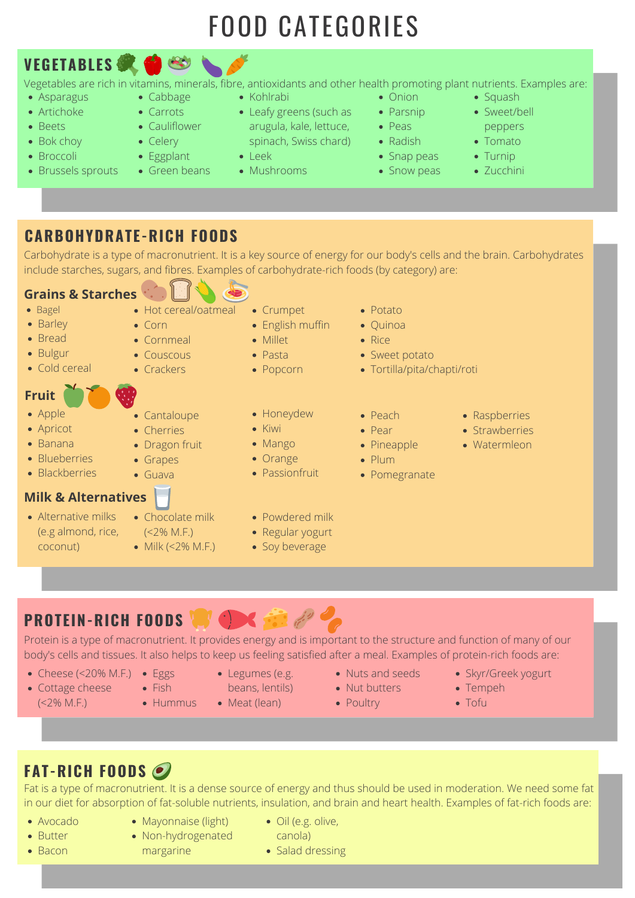# FOOD CATEGORIES

## VEGETABLES

Vegetables are rich in vitamins, minerals, fibre, antioxidants and other health promoting plant nutrients. Examples are:

- Asparagus
- Artichoke
- Beets
- Bok choy
- Broccoli
- Brussels sprouts
- Cabbage
- Carrots
- Cauliflower
- Celery
- Eggplant
- Green beans
- Kohlrabi
- Leafy greens (such as arugula, kale, lettuce, spinach, Swiss chard)
- Leek
- Mushrooms
- Onion
- Parsnip
- Peas
- Radish
- Snap peas
- Snow peas
- Squash
- Sweet/bell peppers
- Tomato
- Turnip
- Zucchini

## CARBOHYDRATE-RICH FOODS

Carbohydrate is a type of macronutrient. It is a key source of energy for our body's cells and the brain. Carbohydrates include starches, sugars, and fibres. Examples of carbohydrate-rich foods (by category) are:

### Grains & Starches

- Bagel
- Barley
- Bread
- Bulgur
- Cold cereal
- Hot cereal/oatmeal
- Corn
- Cornmeal
- Couscous
- Crackers
- Crumpet
- English muffin
- Millet
- Pasta
- Popcorn
- Potato
- Quinoa
- Rice
- Sweet potato
- Tortilla/pita/chapti/roti

### Fruit

- Apple
- Apricot
- Banana
- Blueberries
- Blackberries
- Cantaloupe
- Cherries
- Dragon fruit
- Grapes
- Guava
- Honeydew
- Kiwi
- Mango
- Orange
- Passionfruit
- Peach
- Pear
- Pineapple
- Plum
- Pomegranate
- Raspberries
- Strawberries
- Watermleon

### Milk & Alternatives

- Alternative milks (e.g almond, rice, coconut)
- Chocolate milk (<2% M.F.)
- Milk (<2% M.F.)
- Powdered milk
- Regular yogurt
- Soy beverage

## PROTEIN-RICH FOODS

Protein is a type of macronutrient. It provides energy and is important to the structure and function of many of our body's cells and tissues. It also helps to keep us feeling satisfied after a meal. Examples of protein-rich foods are:

- Cheese (<20% M.F.)
- Cottage cheese (<2% M.F.)
- Eggs
- Fish
- Hummus
- Legumes (e.g. beans, lentils)
- Meat (lean)
- Nuts and seeds
- Nut butters
- Poultry
- Skyr/Greek yogurt
- Tempeh
- Tofu

## FAT-RICH FOODS

Fat is a type of macronutrient. It is a dense source of energy and thus should be used in moderation. We need some fat in our diet for absorption of fat-soluble nutrients, insulation, and brain and heart health. Examples of fat-rich foods are:

- Avocado
- Butter
- Bacon
- Mayonnaise (light)
- Non-hydrogenated margarine
- Oil (e.g. olive, canola)
- Salad dressing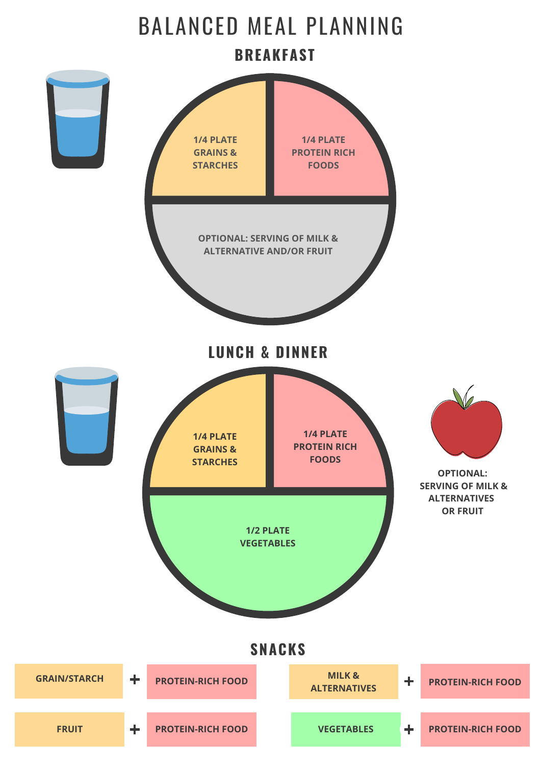# BALANCED MEAL PLANNING

## BREAKFAST

1/4 PLATE GRAINS & STARCHES

1/4 PLATE PROTEIN RICH FOODS

OPTIONAL: SERVING OF MILK & ALTERNATIVE AND/OR FRUIT

## LUNCH & DINNER

1/4 PLATE GRAINS & STARCHES

1/4 PLATE PROTEIN RICH FOODS

1/2 PLATE VEGETABLES

OPTIONAL: SERVING OF MILK & ALTERNATIVES OR FRUIT

## SNACKS

GRAIN/STARCH + PROTEIN-RICH FOOD

MILK & ALTERNATIVES + PROTEIN-RICH FOOD

FRUIT + PROTEIN-RICH FOOD

VEGETABLES + PROTEIN-RICH FOOD